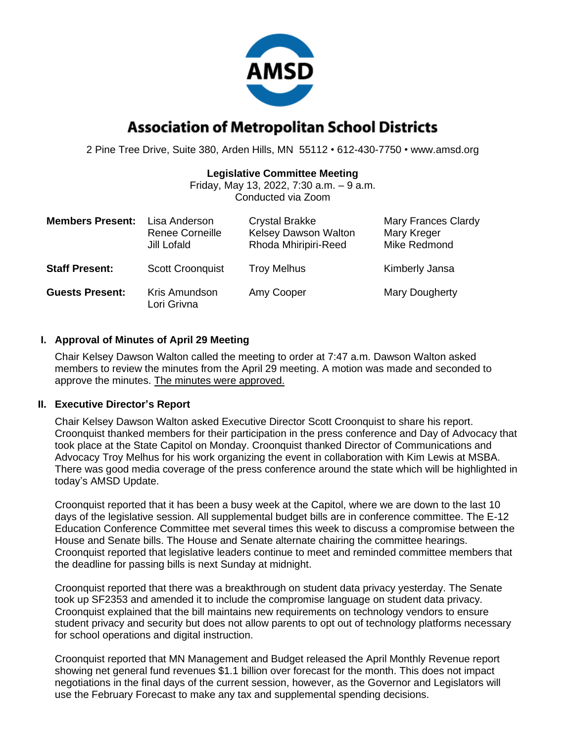# Association of Metropolitan School Districts

2 Pine Tree Drive, Suite 380, Arden Hills, MN 55112 • 612-430-7750 • www.amsd.org

**Legislative Committee Meeting**
Friday, May 13, 2022, 7:30 a.m. – 9 a.m.
Conducted via Zoom

| | | | |
|---|---|---|---|
| **Members Present:** | Lisa Anderson<br>Renee Corneille<br>Jill Lofald | Crystal Brakke<br>Kelsey Dawson Walton<br>Rhoda Mhiripiri-Reed | Mary Frances Clardy<br>Mary Kreger<br>Mike Redmond |
| **Staff Present:** | Scott Croonquist | Troy Melhus | Kimberly Jansa |
| **Guests Present:** | Kris Amundson<br>Lori Grivna | Amy Cooper | Mary Dougherty |

## I. Approval of Minutes of April 29 Meeting

Chair Kelsey Dawson Walton called the meeting to order at 7:47 a.m. Dawson Walton asked members to review the minutes from the April 29 meeting. A motion was made and seconded to approve the minutes. The minutes were approved.

## II. Executive Director's Report

Chair Kelsey Dawson Walton asked Executive Director Scott Croonquist to share his report. Croonquist thanked members for their participation in the press conference and Day of Advocacy that took place at the State Capitol on Monday. Croonquist thanked Director of Communications and Advocacy Troy Melhus for his work organizing the event in collaboration with Kim Lewis at MSBA. There was good media coverage of the press conference around the state which will be highlighted in today's AMSD Update.

Croonquist reported that it has been a busy week at the Capitol, where we are down to the last 10 days of the legislative session. All supplemental budget bills are in conference committee. The E-12 Education Conference Committee met several times this week to discuss a compromise between the House and Senate bills. The House and Senate alternate chairing the committee hearings. Croonquist reported that legislative leaders continue to meet and reminded committee members that the deadline for passing bills is next Sunday at midnight.

Croonquist reported that there was a breakthrough on student data privacy yesterday. The Senate took up SF2353 and amended it to include the compromise language on student data privacy. Croonquist explained that the bill maintains new requirements on technology vendors to ensure student privacy and security but does not allow parents to opt out of technology platforms necessary for school operations and digital instruction.

Croonquist reported that MN Management and Budget released the April Monthly Revenue report showing net general fund revenues $1.1 billion over forecast for the month. This does not impact negotiations in the final days of the current session, however, as the Governor and Legislators will use the February Forecast to make any tax and supplemental spending decisions.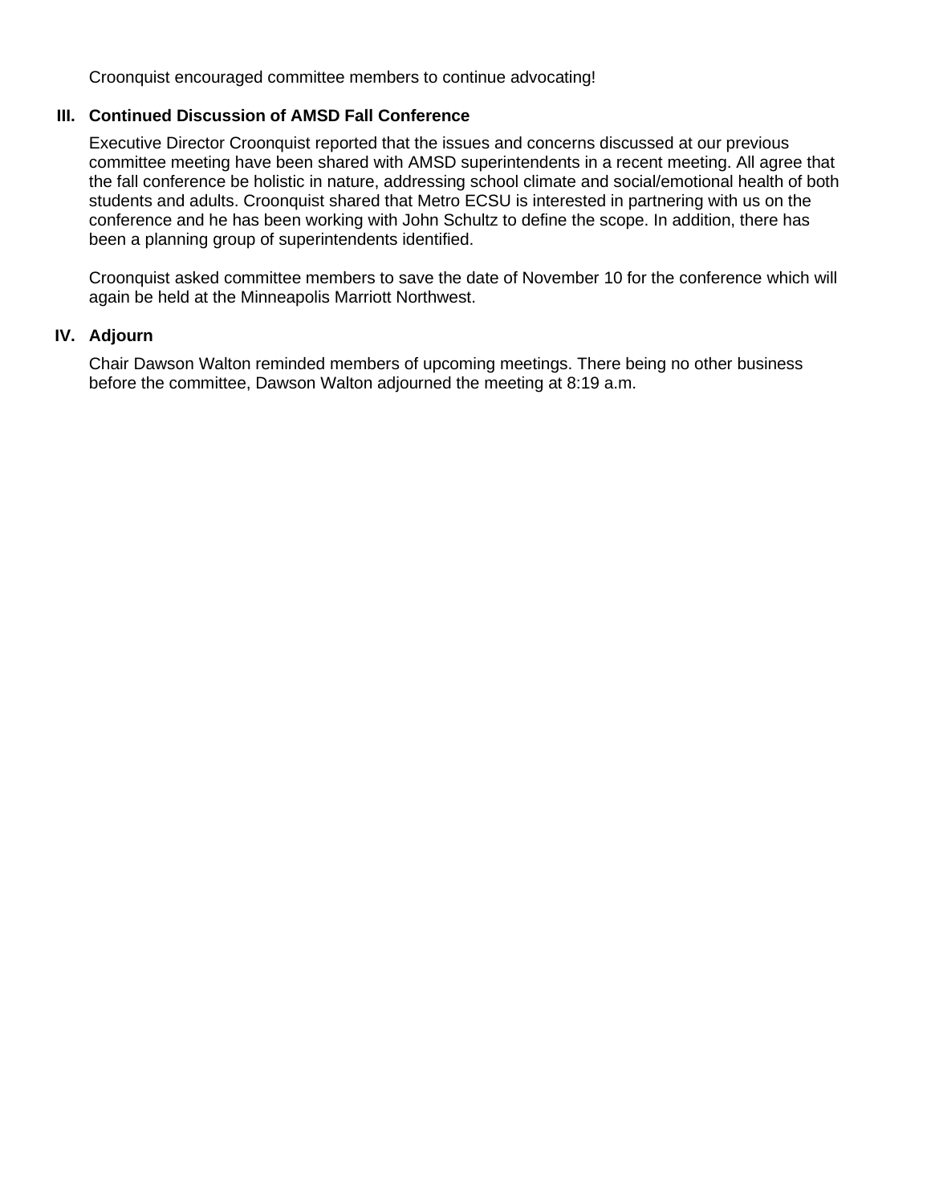Croonquist encouraged committee members to continue advocating!

## III. Continued Discussion of AMSD Fall Conference

Executive Director Croonquist reported that the issues and concerns discussed at our previous committee meeting have been shared with AMSD superintendents in a recent meeting. All agree that the fall conference be holistic in nature, addressing school climate and social/emotional health of both students and adults. Croonquist shared that Metro ECSU is interested in partnering with us on the conference and he has been working with John Schultz to define the scope. In addition, there has been a planning group of superintendents identified.

Croonquist asked committee members to save the date of November 10 for the conference which will again be held at the Minneapolis Marriott Northwest.

## IV. Adjourn

Chair Dawson Walton reminded members of upcoming meetings. There being no other business before the committee, Dawson Walton adjourned the meeting at 8:19 a.m.